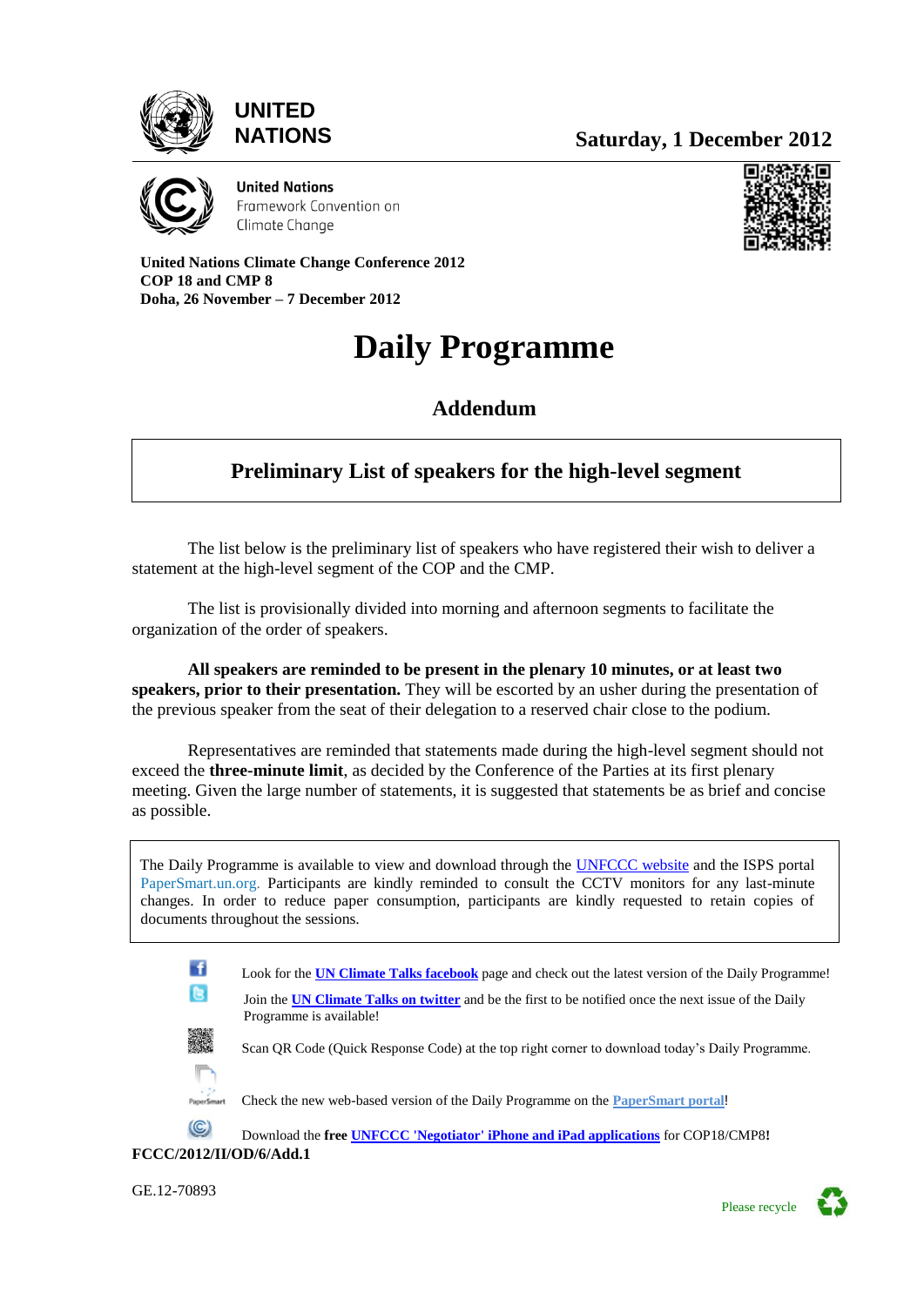UNITED NATIONS

Saturday, 1 December 2012

United Nations
Framework Convention on
Climate Change

**United Nations Climate Change Conference 2012**
**COP 18 and CMP 8**
**Doha, 26 November – 7 December 2012**

# Daily Programme

## Addendum

### Preliminary List of speakers for the high-level segment

The list below is the preliminary list of speakers who have registered their wish to deliver a statement at the high-level segment of the COP and the CMP.

The list is provisionally divided into morning and afternoon segments to facilitate the organization of the order of speakers.

**All speakers are reminded to be present in the plenary 10 minutes, or at least two speakers, prior to their presentation.** They will be escorted by an usher during the presentation of the previous speaker from the seat of their delegation to a reserved chair close to the podium.

Representatives are reminded that statements made during the high-level segment should not exceed the **three-minute limit**, as decided by the Conference of the Parties at its first plenary meeting. Given the large number of statements, it is suggested that statements be as brief and concise as possible.

The Daily Programme is available to view and download through the UNFCCC website and the ISPS portal PaperSmart.un.org. Participants are kindly reminded to consult the CCTV monitors for any last-minute changes. In order to reduce paper consumption, participants are kindly requested to retain copies of documents throughout the sessions.

Look for the **UN Climate Talks facebook** page and check out the latest version of the Daily Programme!

Join the **UN Climate Talks on twitter** and be the first to be notified once the next issue of the Daily Programme is available!

Scan QR Code (Quick Response Code) at the top right corner to download today's Daily Programme.

Check the new web-based version of the Daily Programme on the **PaperSmart portal**!

Download the **free UNFCCC 'Negotiator' iPhone and iPad applications** for COP18/CMP8!

**FCCC/2012/II/OD/6/Add.1**

GE.12-70893

Please recycle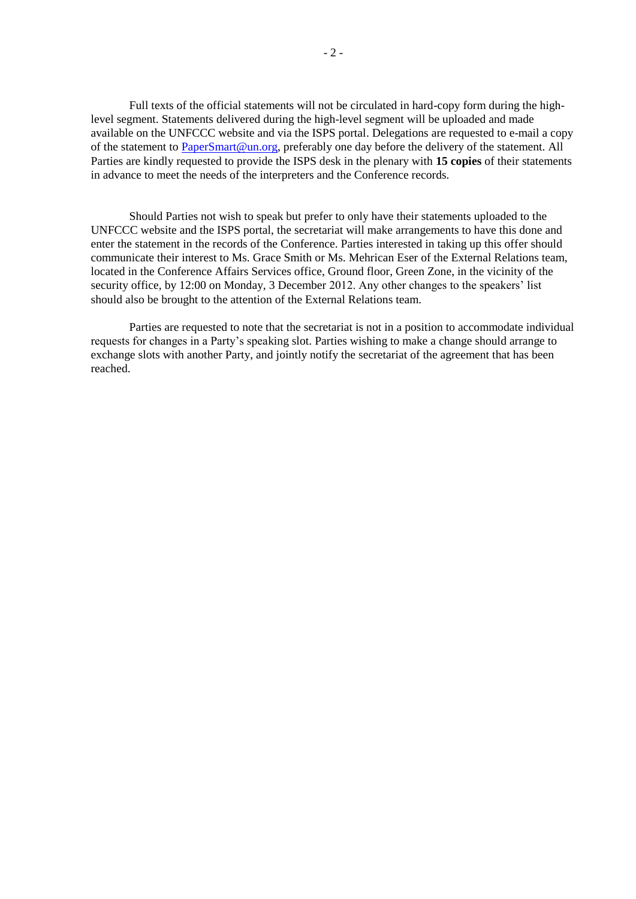Full texts of the official statements will not be circulated in hard-copy form during the high-level segment. Statements delivered during the high-level segment will be uploaded and made available on the UNFCCC website and via the ISPS portal. Delegations are requested to e-mail a copy of the statement to PaperSmart@un.org, preferably one day before the delivery of the statement. All Parties are kindly requested to provide the ISPS desk in the plenary with **15 copies** of their statements in advance to meet the needs of the interpreters and the Conference records.

Should Parties not wish to speak but prefer to only have their statements uploaded to the UNFCCC website and the ISPS portal, the secretariat will make arrangements to have this done and enter the statement in the records of the Conference. Parties interested in taking up this offer should communicate their interest to Ms. Grace Smith or Ms. Mehrican Eser of the External Relations team, located in the Conference Affairs Services office, Ground floor, Green Zone, in the vicinity of the security office, by 12:00 on Monday, 3 December 2012. Any other changes to the speakers' list should also be brought to the attention of the External Relations team.

Parties are requested to note that the secretariat is not in a position to accommodate individual requests for changes in a Party's speaking slot. Parties wishing to make a change should arrange to exchange slots with another Party, and jointly notify the secretariat of the agreement that has been reached.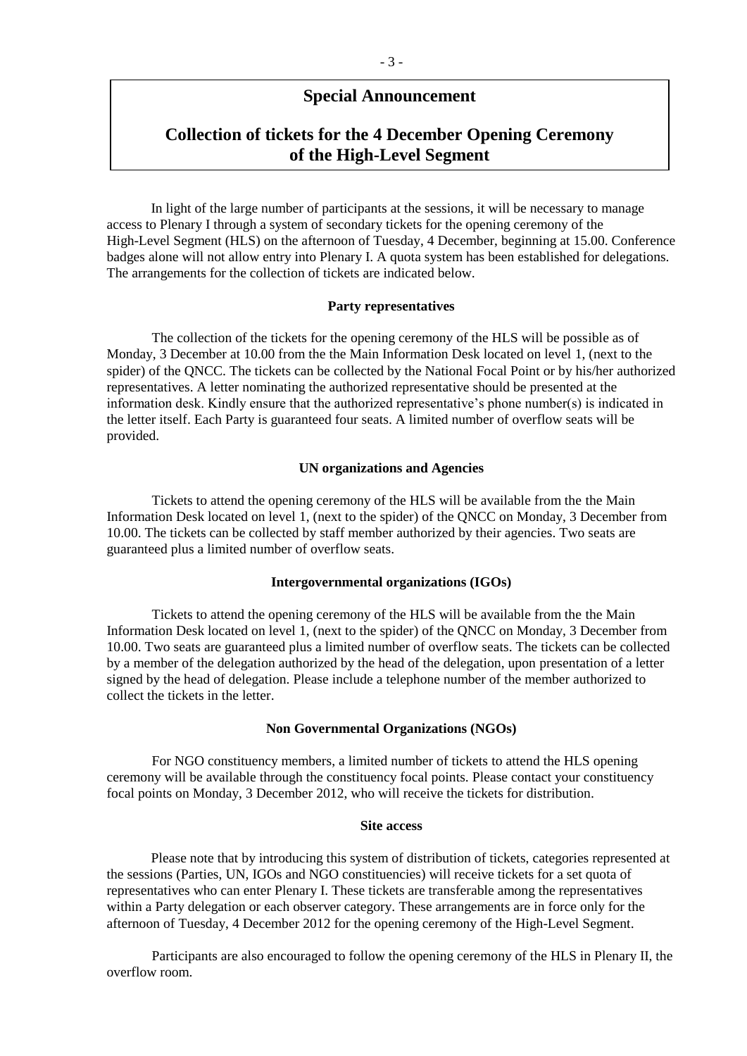## Special Announcement

## Collection of tickets for the 4 December Opening Ceremony of the High-Level Segment

In light of the large number of participants at the sessions, it will be necessary to manage access to Plenary I through a system of secondary tickets for the opening ceremony of the High-Level Segment (HLS) on the afternoon of Tuesday, 4 December, beginning at 15.00. Conference badges alone will not allow entry into Plenary I. A quota system has been established for delegations. The arrangements for the collection of tickets are indicated below.

**Party representatives**

The collection of the tickets for the opening ceremony of the HLS will be possible as of Monday, 3 December at 10.00 from the the Main Information Desk located on level 1, (next to the spider) of the QNCC. The tickets can be collected by the National Focal Point or by his/her authorized representatives. A letter nominating the authorized representative should be presented at the information desk. Kindly ensure that the authorized representative's phone number(s) is indicated in the letter itself. Each Party is guaranteed four seats. A limited number of overflow seats will be provided.

**UN organizations and Agencies**

Tickets to attend the opening ceremony of the HLS will be available from the the Main Information Desk located on level 1, (next to the spider) of the QNCC on Monday, 3 December from 10.00. The tickets can be collected by staff member authorized by their agencies. Two seats are guaranteed plus a limited number of overflow seats.

**Intergovernmental organizations (IGOs)**

Tickets to attend the opening ceremony of the HLS will be available from the the Main Information Desk located on level 1, (next to the spider) of the QNCC on Monday, 3 December from 10.00. Two seats are guaranteed plus a limited number of overflow seats. The tickets can be collected by a member of the delegation authorized by the head of the delegation, upon presentation of a letter signed by the head of delegation. Please include a telephone number of the member authorized to collect the tickets in the letter.

**Non Governmental Organizations (NGOs)**

For NGO constituency members, a limited number of tickets to attend the HLS opening ceremony will be available through the constituency focal points. Please contact your constituency focal points on Monday, 3 December 2012, who will receive the tickets for distribution.

**Site access**

Please note that by introducing this system of distribution of tickets, categories represented at the sessions (Parties, UN, IGOs and NGO constituencies) will receive tickets for a set quota of representatives who can enter Plenary I. These tickets are transferable among the representatives within a Party delegation or each observer category. These arrangements are in force only for the afternoon of Tuesday, 4 December 2012 for the opening ceremony of the High-Level Segment.

Participants are also encouraged to follow the opening ceremony of the HLS in Plenary II, the overflow room.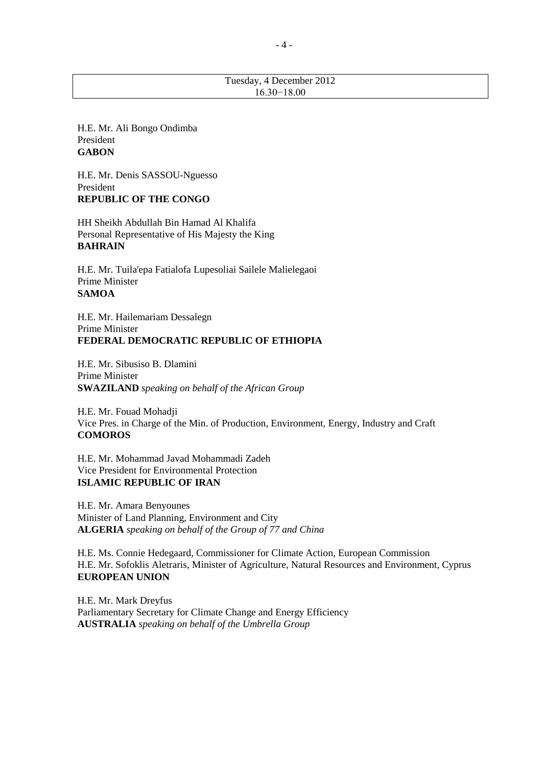Tuesday, 4 December 2012
16.30−18.00

H.E. Mr. Ali Bongo Ondimba
President
**GABON**

H.E. Mr. Denis SASSOU-Nguesso
President
**REPUBLIC OF THE CONGO**

HH Sheikh Abdullah Bin Hamad Al Khalifa
Personal Representative of His Majesty the King
**BAHRAIN**

H.E. Mr. Tuila'epa Fatialofa Lupesoliai Sailele Malielegaoi
Prime Minister
**SAMOA**

H.E. Mr. Hailemariam Dessalegn
Prime Minister
**FEDERAL DEMOCRATIC REPUBLIC OF ETHIOPIA**

H.E. Mr. Sibusiso B. Dlamini
Prime Minister
**SWAZILAND** *speaking on behalf of the African Group*

H.E. Mr. Fouad Mohadji
Vice Pres. in Charge of the Min. of Production, Environment, Energy, Industry and Craft
**COMOROS**

H.E. Mr. Mohammad Javad Mohammadi Zadeh
Vice President for Environmental Protection
**ISLAMIC REPUBLIC OF IRAN**

H.E. Mr. Amara Benyounes
Minister of Land Planning, Environment and City
**ALGERIA** *speaking on behalf of the Group of 77 and China*

H.E. Ms. Connie Hedegaard, Commissioner for Climate Action, European Commission
H.E. Mr. Sofoklis Aletraris, Minister of Agriculture, Natural Resources and Environment, Cyprus
**EUROPEAN UNION**

H.E. Mr. Mark Dreyfus
Parliamentary Secretary for Climate Change and Energy Efficiency
**AUSTRALIA** *speaking on behalf of the Umbrella Group*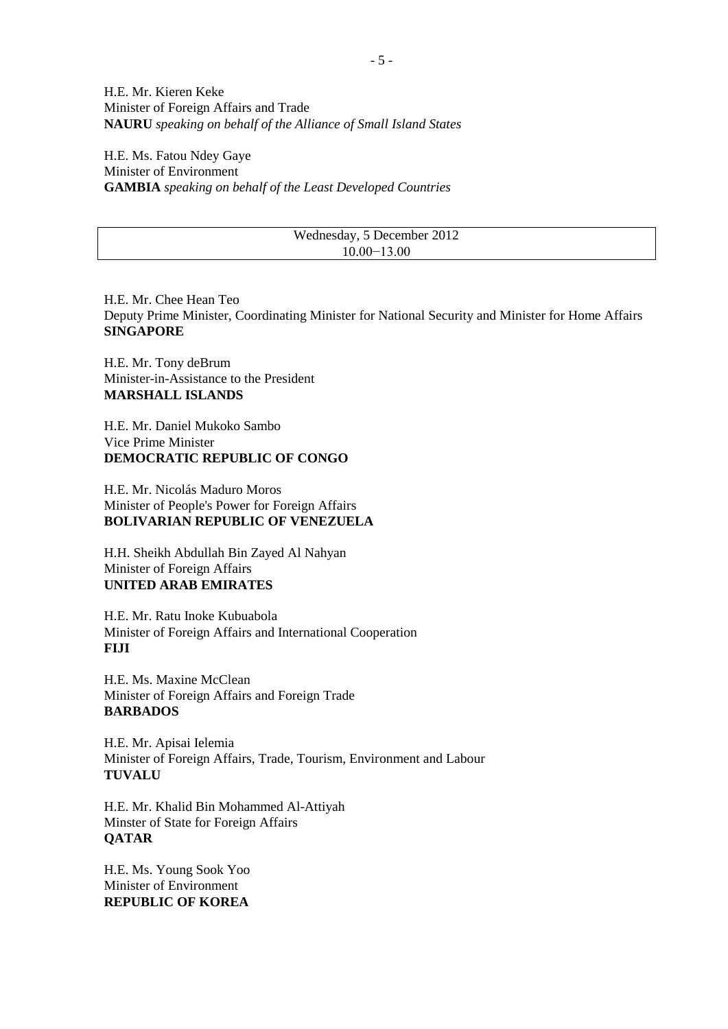H.E. Mr. Kieren Keke
Minister of Foreign Affairs and Trade
**NAURU** *speaking on behalf of the Alliance of Small Island States*

H.E. Ms. Fatou Ndey Gaye
Minister of Environment
**GAMBIA** *speaking on behalf of the Least Developed Countries*

| Wednesday, 5 December 2012<br>10.00−13.00 |
|---|

H.E. Mr. Chee Hean Teo
Deputy Prime Minister, Coordinating Minister for National Security and Minister for Home Affairs
**SINGAPORE**

H.E. Mr. Tony deBrum
Minister-in-Assistance to the President
**MARSHALL ISLANDS**

H.E. Mr. Daniel Mukoko Sambo
Vice Prime Minister
**DEMOCRATIC REPUBLIC OF CONGO**

H.E. Mr. Nicolás Maduro Moros
Minister of People's Power for Foreign Affairs
**BOLIVARIAN REPUBLIC OF VENEZUELA**

H.H. Sheikh Abdullah Bin Zayed Al Nahyan
Minister of Foreign Affairs
**UNITED ARAB EMIRATES**

H.E. Mr. Ratu Inoke Kubuabola
Minister of Foreign Affairs and International Cooperation
**FIJI**

H.E. Ms. Maxine McClean
Minister of Foreign Affairs and Foreign Trade
**BARBADOS**

H.E. Mr. Apisai Ielemia
Minister of Foreign Affairs, Trade, Tourism, Environment and Labour
**TUVALU**

H.E. Mr. Khalid Bin Mohammed Al-Attiyah
Minster of State for Foreign Affairs
**QATAR**

H.E. Ms. Young Sook Yoo
Minister of Environment
**REPUBLIC OF KOREA**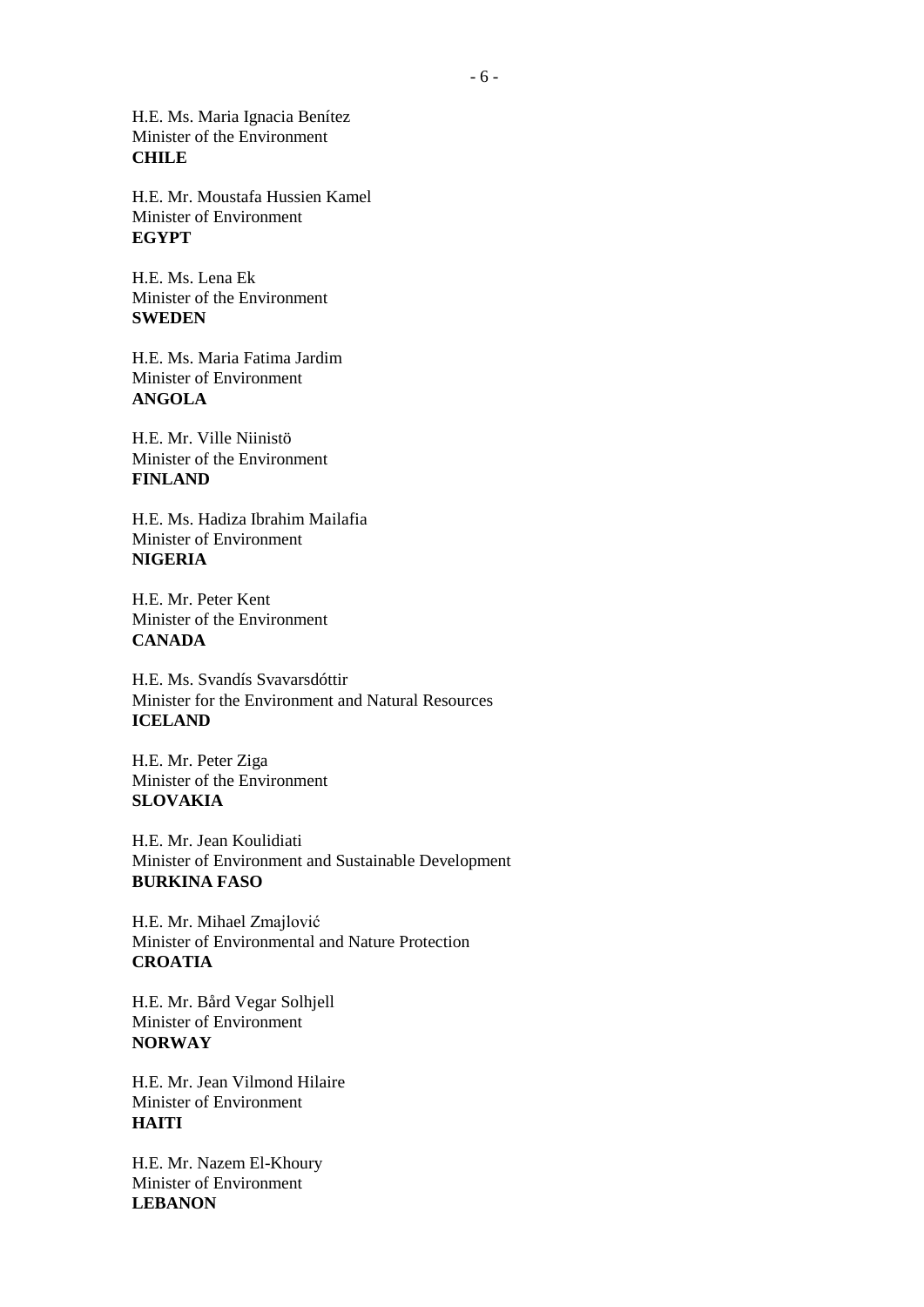H.E. Ms. Maria Ignacia Benítez
Minister of the Environment
**CHILE**

H.E. Mr. Moustafa Hussien Kamel
Minister of Environment
**EGYPT**

H.E. Ms. Lena Ek
Minister of the Environment
**SWEDEN**

H.E. Ms. Maria Fatima Jardim
Minister of Environment
**ANGOLA**

H.E. Mr. Ville Niinistö
Minister of the Environment
**FINLAND**

H.E. Ms. Hadiza Ibrahim Mailafia
Minister of Environment
**NIGERIA**

H.E. Mr. Peter Kent
Minister of the Environment
**CANADA**

H.E. Ms. Svandís Svavarsdóttir
Minister for the Environment and Natural Resources
**ICELAND**

H.E. Mr. Peter Ziga
Minister of the Environment
**SLOVAKIA**

H.E. Mr. Jean Koulidiati
Minister of Environment and Sustainable Development
**BURKINA FASO**

H.E. Mr. Mihael Zmajlović
Minister of Environmental and Nature Protection
**CROATIA**

H.E. Mr. Bård Vegar Solhjell
Minister of Environment
**NORWAY**

H.E. Mr. Jean Vilmond Hilaire
Minister of Environment
**HAITI**

H.E. Mr. Nazem El-Khoury
Minister of Environment
**LEBANON**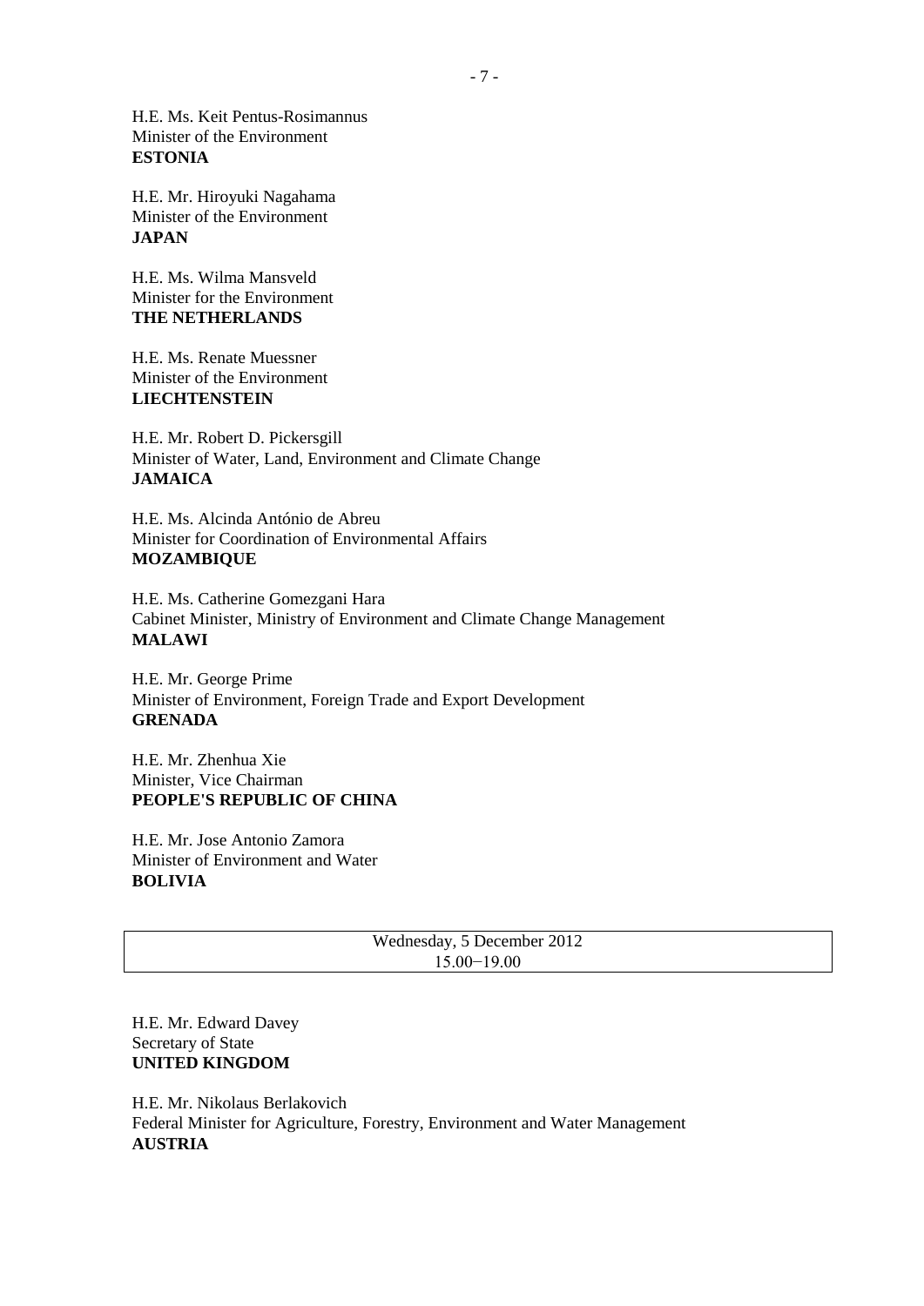H.E. Ms. Keit Pentus-Rosimannus
Minister of the Environment
**ESTONIA**

H.E. Mr. Hiroyuki Nagahama
Minister of the Environment
**JAPAN**

H.E. Ms. Wilma Mansveld
Minister for the Environment
**THE NETHERLANDS**

H.E. Ms. Renate Muessner
Minister of the Environment
**LIECHTENSTEIN**

H.E. Mr. Robert D. Pickersgill
Minister of Water, Land, Environment and Climate Change
**JAMAICA**

H.E. Ms. Alcinda António de Abreu
Minister for Coordination of Environmental Affairs
**MOZAMBIQUE**

H.E. Ms. Catherine Gomezgani Hara
Cabinet Minister, Ministry of Environment and Climate Change Management
**MALAWI**

H.E. Mr. George Prime
Minister of Environment, Foreign Trade and Export Development
**GRENADA**

H.E. Mr. Zhenhua Xie
Minister, Vice Chairman
**PEOPLE'S REPUBLIC OF CHINA**

H.E. Mr. Jose Antonio Zamora
Minister of Environment and Water
**BOLIVIA**

| Wednesday, 5 December 2012<br>15.00−19.00 |
| --- |

H.E. Mr. Edward Davey
Secretary of State
**UNITED KINGDOM**

H.E. Mr. Nikolaus Berlakovich
Federal Minister for Agriculture, Forestry, Environment and Water Management
**AUSTRIA**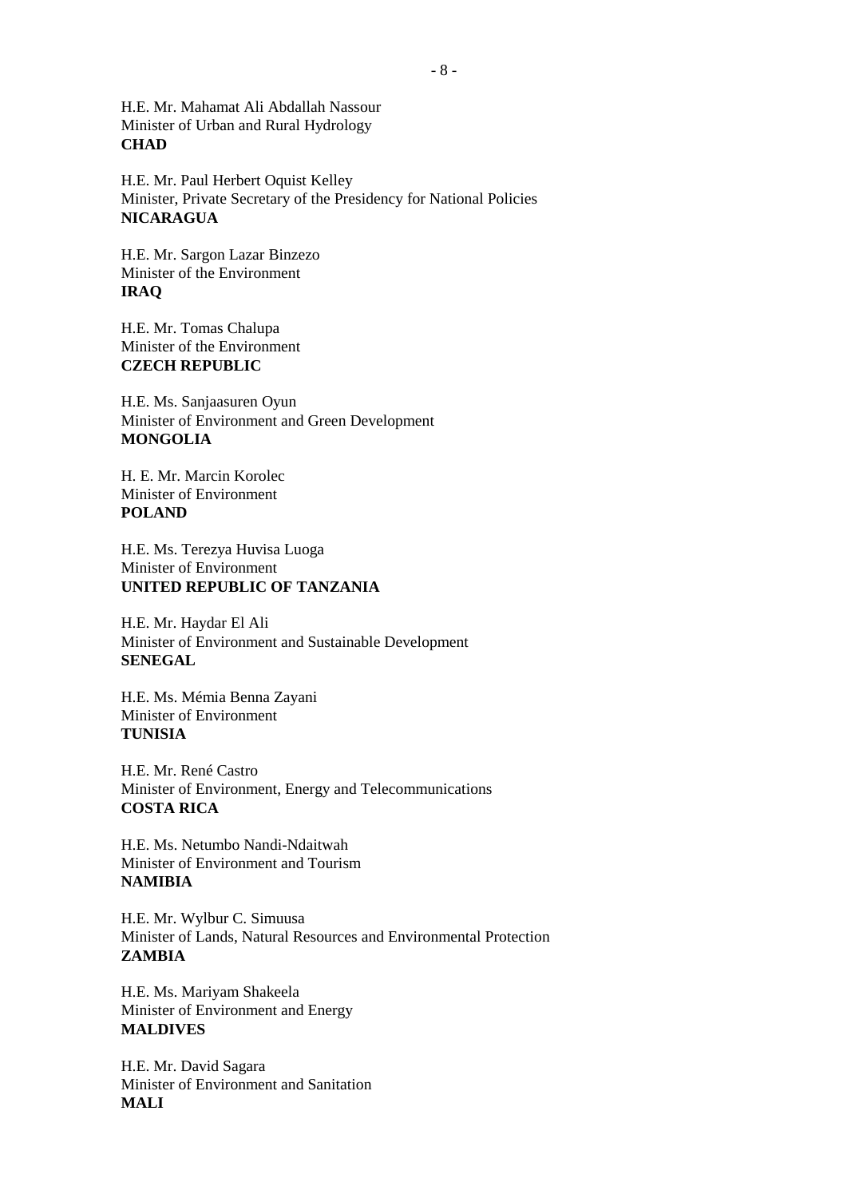H.E. Mr. Mahamat Ali Abdallah Nassour
Minister of Urban and Rural Hydrology
**CHAD**

H.E. Mr. Paul Herbert Oquist Kelley
Minister, Private Secretary of the Presidency for National Policies
**NICARAGUA**

H.E. Mr. Sargon Lazar Binzezo
Minister of the Environment
**IRAQ**

H.E. Mr. Tomas Chalupa
Minister of the Environment
**CZECH REPUBLIC**

H.E. Ms. Sanjaasuren Oyun
Minister of Environment and Green Development
**MONGOLIA**

H. E. Mr. Marcin Korolec
Minister of Environment
**POLAND**

H.E. Ms. Terezya Huvisa Luoga
Minister of Environment
**UNITED REPUBLIC OF TANZANIA**

H.E. Mr. Haydar El Ali
Minister of Environment and Sustainable Development
**SENEGAL**

H.E. Ms. Mémia Benna Zayani
Minister of Environment
**TUNISIA**

H.E. Mr. René Castro
Minister of Environment, Energy and Telecommunications
**COSTA RICA**

H.E. Ms. Netumbo Nandi-Ndaitwah
Minister of Environment and Tourism
**NAMIBIA**

H.E. Mr. Wylbur C. Simuusa
Minister of Lands, Natural Resources and Environmental Protection
**ZAMBIA**

H.E. Ms. Mariyam Shakeela
Minister of Environment and Energy
**MALDIVES**

H.E. Mr. David Sagara
Minister of Environment and Sanitation
**MALI**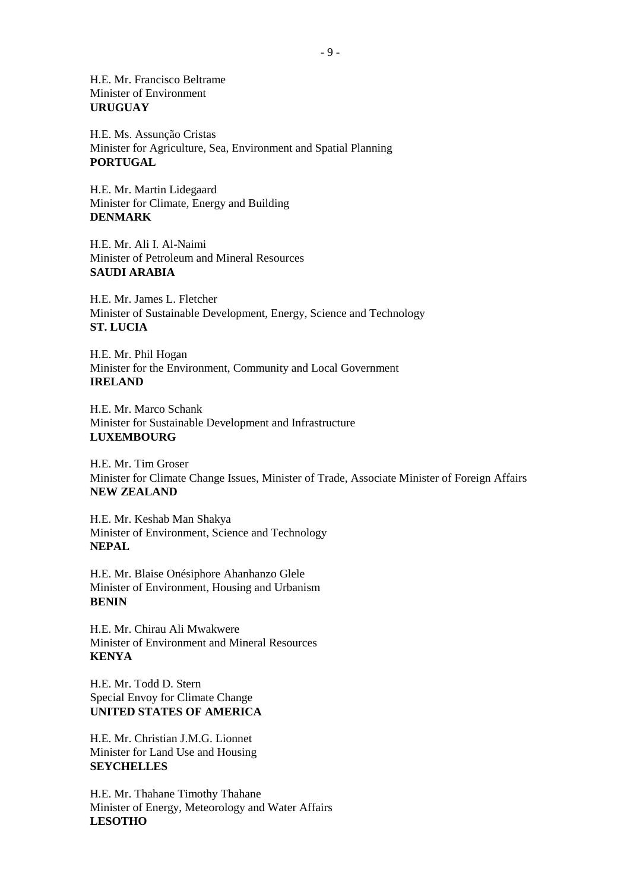H.E. Mr. Francisco Beltrame
Minister of Environment
**URUGUAY**

H.E. Ms. Assunção Cristas
Minister for Agriculture, Sea, Environment and Spatial Planning
**PORTUGAL**

H.E. Mr. Martin Lidegaard
Minister for Climate, Energy and Building
**DENMARK**

H.E. Mr. Ali I. Al-Naimi
Minister of Petroleum and Mineral Resources
**SAUDI ARABIA**

H.E. Mr. James L. Fletcher
Minister of Sustainable Development, Energy, Science and Technology
**ST. LUCIA**

H.E. Mr. Phil Hogan
Minister for the Environment, Community and Local Government
**IRELAND**

H.E. Mr. Marco Schank
Minister for Sustainable Development and Infrastructure
**LUXEMBOURG**

H.E. Mr. Tim Groser
Minister for Climate Change Issues, Minister of Trade, Associate Minister of Foreign Affairs
**NEW ZEALAND**

H.E. Mr. Keshab Man Shakya
Minister of Environment, Science and Technology
**NEPAL**

H.E. Mr. Blaise Onésiphore Ahanhanzo Glele
Minister of Environment, Housing and Urbanism
**BENIN**

H.E. Mr. Chirau Ali Mwakwere
Minister of Environment and Mineral Resources
**KENYA**

H.E. Mr. Todd D. Stern
Special Envoy for Climate Change
**UNITED STATES OF AMERICA**

H.E. Mr. Christian J.M.G. Lionnet
Minister for Land Use and Housing
**SEYCHELLES**

H.E. Mr. Thahane Timothy Thahane
Minister of Energy, Meteorology and Water Affairs
**LESOTHO**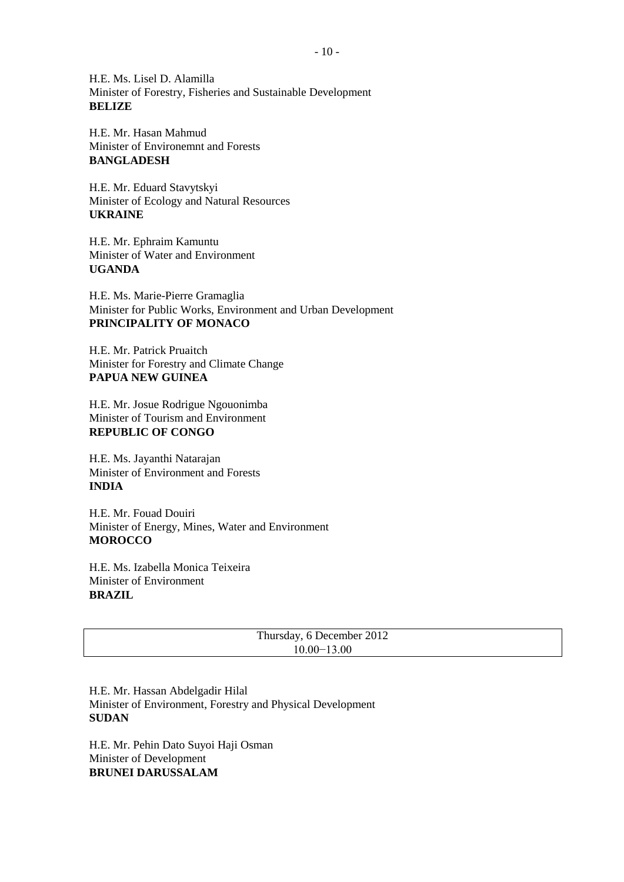H.E. Ms. Lisel D. Alamilla
Minister of Forestry, Fisheries and Sustainable Development
**BELIZE**

H.E. Mr. Hasan Mahmud
Minister of Environemnt and Forests
**BANGLADESH**

H.E. Mr. Eduard Stavytskyi
Minister of Ecology and Natural Resources
**UKRAINE**

H.E. Mr. Ephraim Kamuntu
Minister of Water and Environment
**UGANDA**

H.E. Ms. Marie-Pierre Gramaglia
Minister for Public Works, Environment and Urban Development
**PRINCIPALITY OF MONACO**

H.E. Mr. Patrick Pruaitch
Minister for Forestry and Climate Change
**PAPUA NEW GUINEA**

H.E. Mr. Josue Rodrigue Ngouonimba
Minister of Tourism and Environment
**REPUBLIC OF CONGO**

H.E. Ms. Jayanthi Natarajan
Minister of Environment and Forests
**INDIA**

H.E. Mr. Fouad Douiri
Minister of Energy, Mines, Water and Environment
**MOROCCO**

H.E. Ms. Izabella Monica Teixeira
Minister of Environment
**BRAZIL**

| Thursday, 6 December 2012<br>10.00−13.00 |
|---|

H.E. Mr. Hassan Abdelgadir Hilal
Minister of Environment, Forestry and Physical Development
**SUDAN**

H.E. Mr. Pehin Dato Suyoi Haji Osman
Minister of Development
**BRUNEI DARUSSALAM**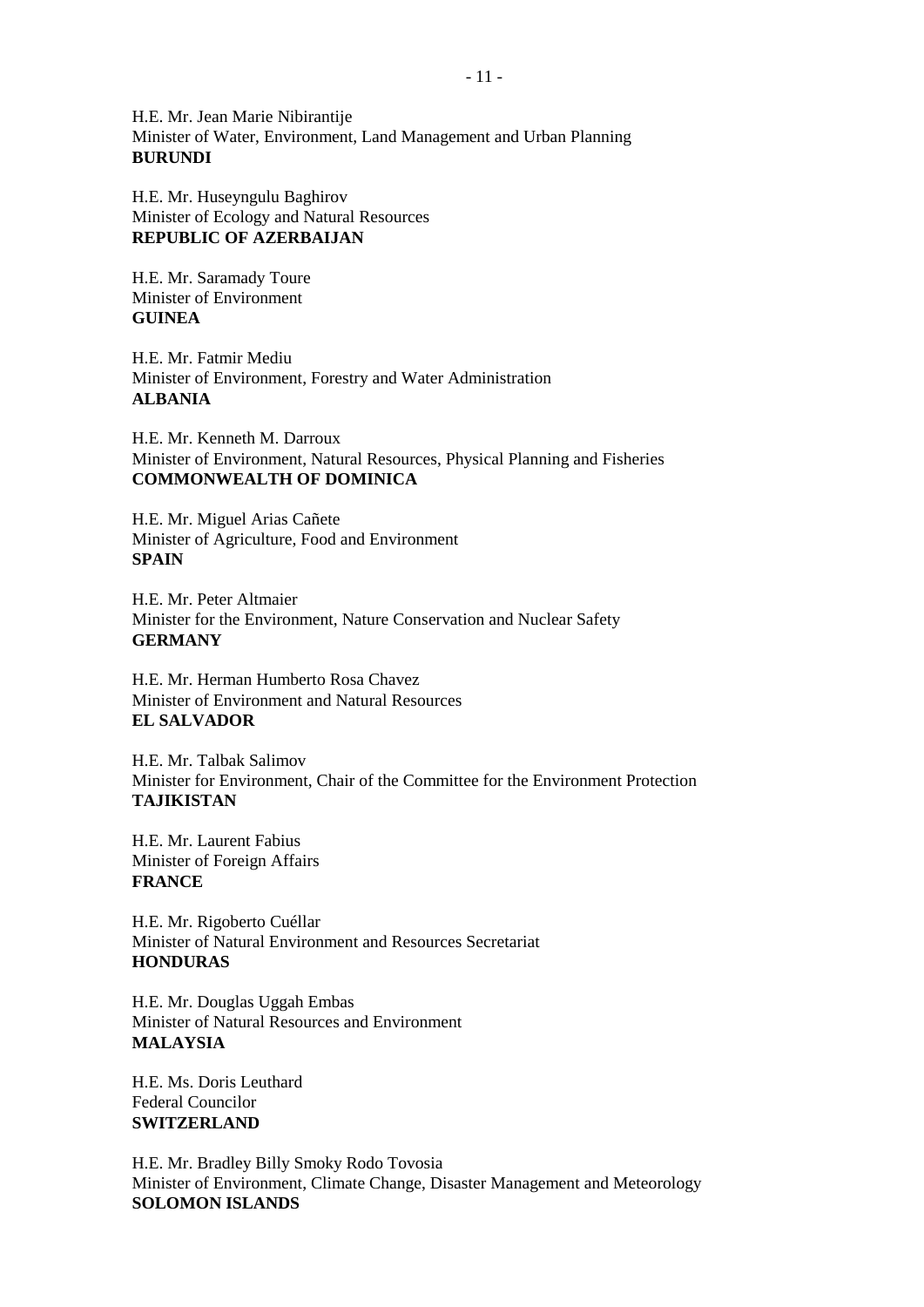H.E. Mr. Jean Marie Nibirantije
Minister of Water, Environment, Land Management and Urban Planning
**BURUNDI**

H.E. Mr. Huseyngulu Baghirov
Minister of Ecology and Natural Resources
**REPUBLIC OF AZERBAIJAN**

H.E. Mr. Saramady Toure
Minister of Environment
**GUINEA**

H.E. Mr. Fatmir Mediu
Minister of Environment, Forestry and Water Administration
**ALBANIA**

H.E. Mr. Kenneth M. Darroux
Minister of Environment, Natural Resources, Physical Planning and Fisheries
**COMMONWEALTH OF DOMINICA**

H.E. Mr. Miguel Arias Cañete
Minister of Agriculture, Food and Environment
**SPAIN**

H.E. Mr. Peter Altmaier
Minister for the Environment, Nature Conservation and Nuclear Safety
**GERMANY**

H.E. Mr. Herman Humberto Rosa Chavez
Minister of Environment and Natural Resources
**EL SALVADOR**

H.E. Mr. Talbak Salimov
Minister for Environment, Chair of the Committee for the Environment Protection
**TAJIKISTAN**

H.E. Mr. Laurent Fabius
Minister of Foreign Affairs
**FRANCE**

H.E. Mr. Rigoberto Cuéllar
Minister of Natural Environment and Resources Secretariat
**HONDURAS**

H.E. Mr. Douglas Uggah Embas
Minister of Natural Resources and Environment
**MALAYSIA**

H.E. Ms. Doris Leuthard
Federal Councilor
**SWITZERLAND**

H.E. Mr. Bradley Billy Smoky Rodo Tovosia
Minister of Environment, Climate Change, Disaster Management and Meteorology
**SOLOMON ISLANDS**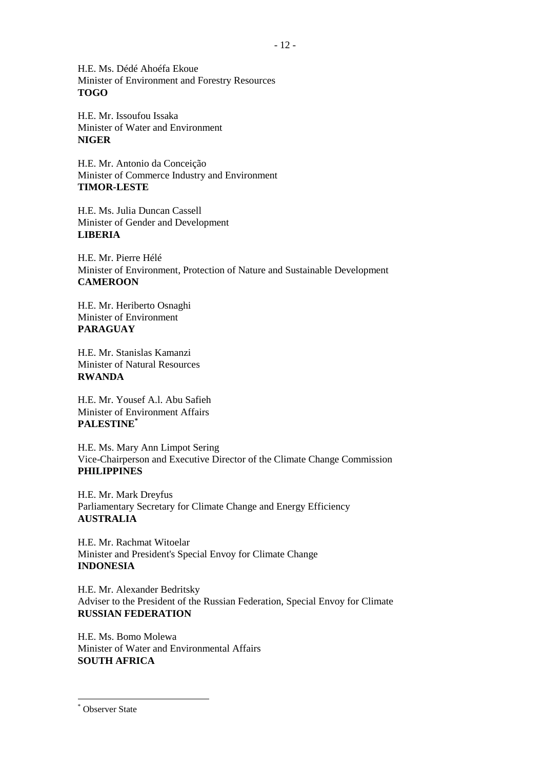H.E. Ms. Dédé Ahoéfa Ekoue
Minister of Environment and Forestry Resources
**TOGO**

H.E. Mr. Issoufou Issaka
Minister of Water and Environment
**NIGER**

H.E. Mr. Antonio da Conceição
Minister of Commerce Industry and Environment
**TIMOR-LESTE**

H.E. Ms. Julia Duncan Cassell
Minister of Gender and Development
**LIBERIA**

H.E. Mr. Pierre Hélé
Minister of Environment, Protection of Nature and Sustainable Development
**CAMEROON**

H.E. Mr. Heriberto Osnaghi
Minister of Environment
**PARAGUAY**

H.E. Mr. Stanislas Kamanzi
Minister of Natural Resources
**RWANDA**

H.E. Mr. Yousef A.l. Abu Safieh
Minister of Environment Affairs
**PALESTINE**[*]

H.E. Ms. Mary Ann Limpot Sering
Vice-Chairperson and Executive Director of the Climate Change Commission
**PHILIPPINES**

H.E. Mr. Mark Dreyfus
Parliamentary Secretary for Climate Change and Energy Efficiency
**AUSTRALIA**

H.E. Mr. Rachmat Witoelar
Minister and President's Special Envoy for Climate Change
**INDONESIA**

H.E. Mr. Alexander Bedritsky
Adviser to the President of the Russian Federation, Special Envoy for Climate
**RUSSIAN FEDERATION**

H.E. Ms. Bomo Molewa
Minister of Water and Environmental Affairs
**SOUTH AFRICA**

---

[*] Observer State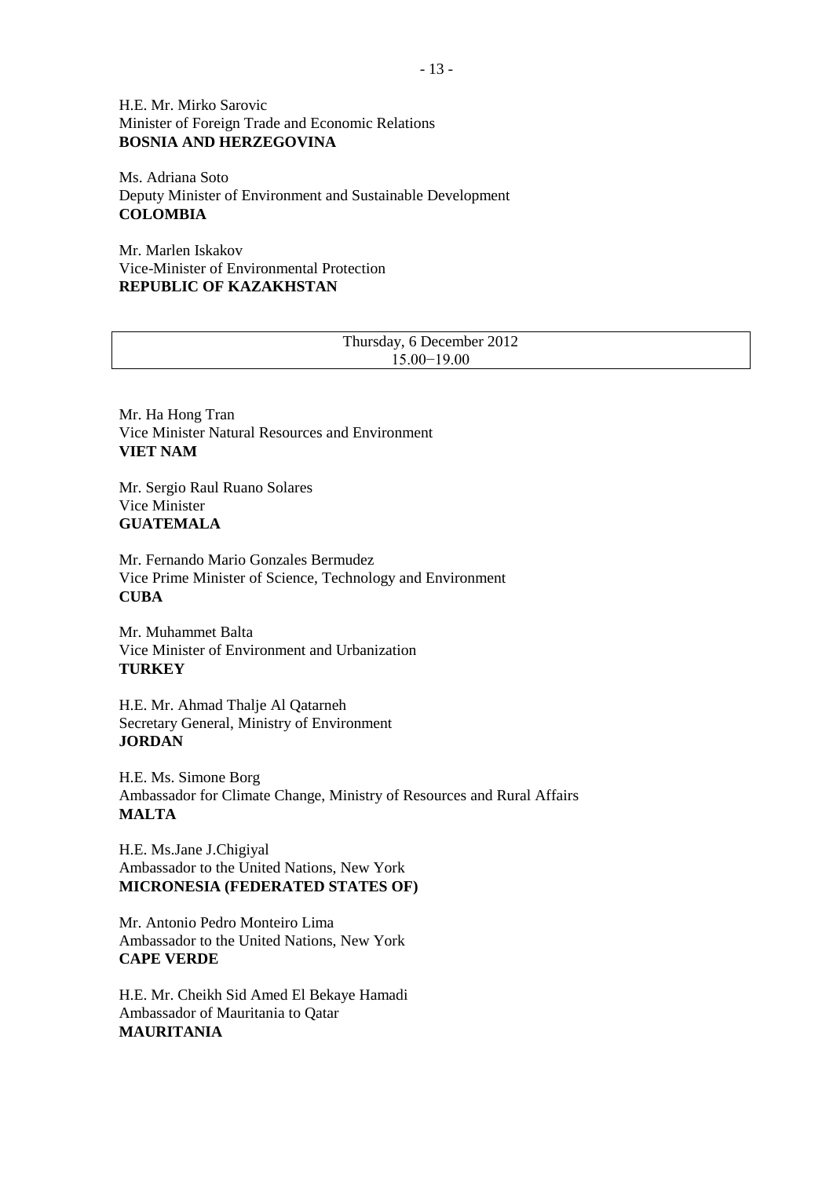H.E. Mr. Mirko Sarovic  
Minister of Foreign Trade and Economic Relations  
**BOSNIA AND HERZEGOVINA**

Ms. Adriana Soto  
Deputy Minister of Environment and Sustainable Development  
**COLOMBIA**

Mr. Marlen Iskakov  
Vice-Minister of Environmental Protection  
**REPUBLIC OF KAZAKHSTAN**

| Thursday, 6 December 2012<br>15.00−19.00 |
|---|

Mr. Ha Hong Tran  
Vice Minister Natural Resources and Environment  
**VIET NAM**

Mr. Sergio Raul Ruano Solares  
Vice Minister  
**GUATEMALA**

Mr. Fernando Mario Gonzales Bermudez  
Vice Prime Minister of Science, Technology and Environment  
**CUBA**

Mr. Muhammet Balta  
Vice Minister of Environment and Urbanization  
**TURKEY**

H.E. Mr. Ahmad Thalje Al Qatarneh  
Secretary General, Ministry of Environment  
**JORDAN**

H.E. Ms. Simone Borg  
Ambassador for Climate Change, Ministry of Resources and Rural Affairs  
**MALTA**

H.E. Ms.Jane J.Chigiyal  
Ambassador to the United Nations, New York  
**MICRONESIA (FEDERATED STATES OF)**

Mr. Antonio Pedro Monteiro Lima  
Ambassador to the United Nations, New York  
**CAPE VERDE**

H.E. Mr. Cheikh Sid Amed El Bekaye Hamadi  
Ambassador of Mauritania to Qatar  
**MAURITANIA**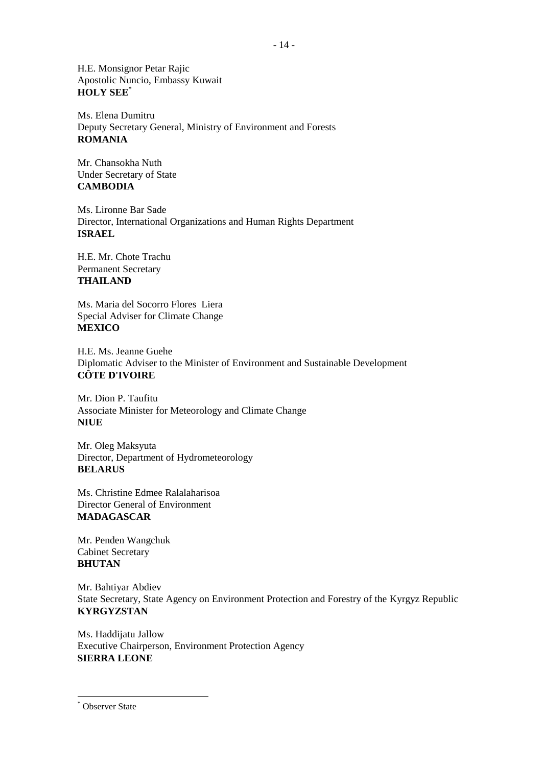H.E. Monsignor Petar Rajic
Apostolic Nuncio, Embassy Kuwait
**HOLY SEE**[*]

Ms. Elena Dumitru
Deputy Secretary General, Ministry of Environment and Forests
**ROMANIA**

Mr. Chansokha Nuth
Under Secretary of State
**CAMBODIA**

Ms. Lironne Bar Sade
Director, International Organizations and Human Rights Department
**ISRAEL**

H.E. Mr. Chote Trachu
Permanent Secretary
**THAILAND**

Ms. Maria del Socorro Flores Liera
Special Adviser for Climate Change
**MEXICO**

H.E. Ms. Jeanne Guehe
Diplomatic Adviser to the Minister of Environment and Sustainable Development
**CÔTE D'IVOIRE**

Mr. Dion P. Taufitu
Associate Minister for Meteorology and Climate Change
**NIUE**

Mr. Oleg Maksyuta
Director, Department of Hydrometeorology
**BELARUS**

Ms. Christine Edmee Ralalaharisoa
Director General of Environment
**MADAGASCAR**

Mr. Penden Wangchuk
Cabinet Secretary
**BHUTAN**

Mr. Bahtiyar Abdiev
State Secretary, State Agency on Environment Protection and Forestry of the Kyrgyz Republic
**KYRGYZSTAN**

Ms. Haddijatu Jallow
Executive Chairperson, Environment Protection Agency
**SIERRA LEONE**

---

[*] Observer State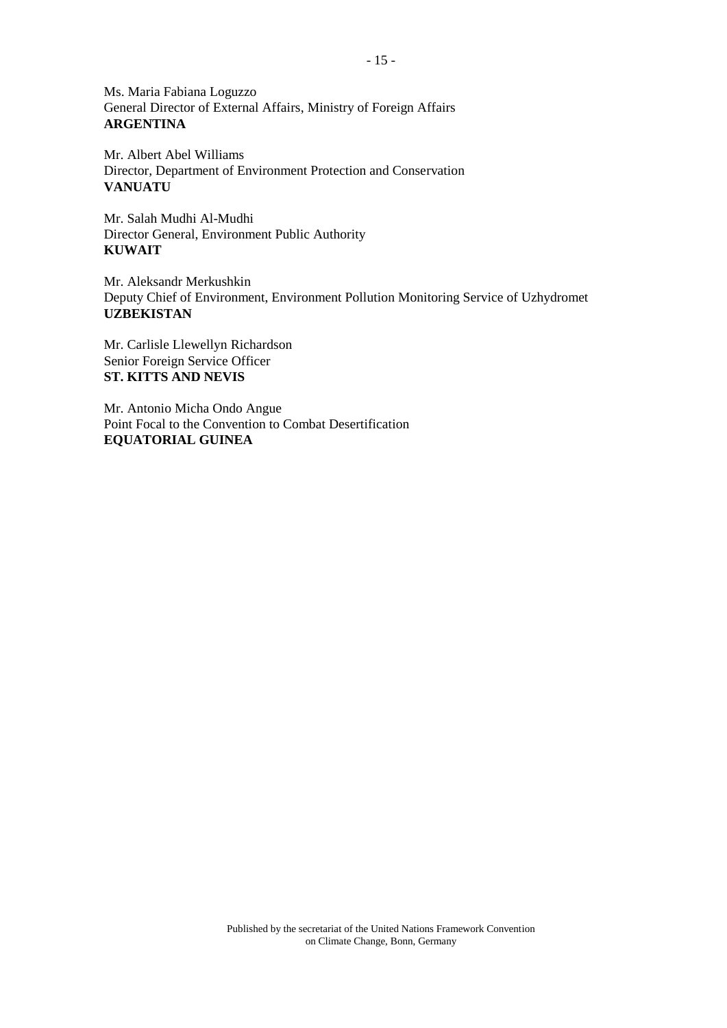Ms. Maria Fabiana Loguzzo
General Director of External Affairs, Ministry of Foreign Affairs
**ARGENTINA**

Mr. Albert Abel Williams
Director, Department of Environment Protection and Conservation
**VANUATU**

Mr. Salah Mudhi Al-Mudhi
Director General, Environment Public Authority
**KUWAIT**

Mr. Aleksandr Merkushkin
Deputy Chief of Environment, Environment Pollution Monitoring Service of Uzhydromet
**UZBEKISTAN**

Mr. Carlisle Llewellyn Richardson
Senior Foreign Service Officer
**ST. KITTS AND NEVIS**

Mr. Antonio Micha Ondo Angue
Point Focal to the Convention to Combat Desertification
**EQUATORIAL GUINEA**

Published by the secretariat of the United Nations Framework Convention
on Climate Change, Bonn, Germany